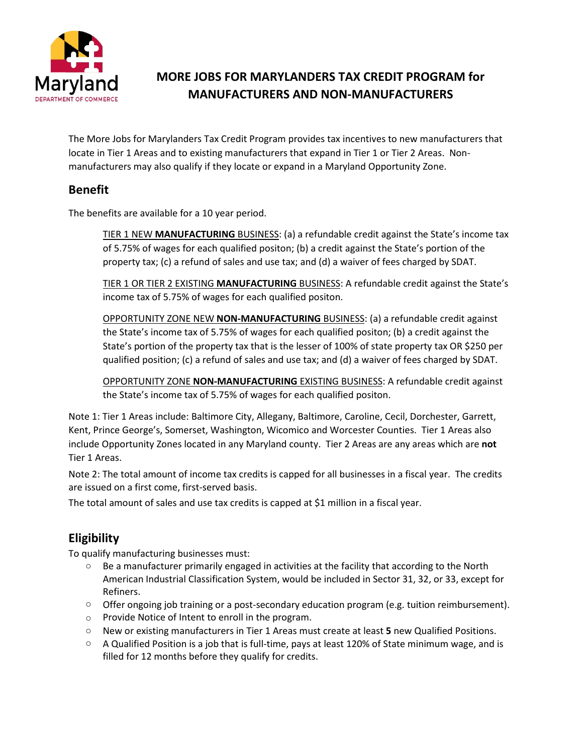# MORE JOBS FOR MARYLANDERS TAX CREDIT PROGRAM for MANUFACTURERS AND NON-MANUFACTURERS

The More Jobs for Marylanders Tax Credit Program provides tax incentives to new manufacturers that locate in Tier 1 Areas and to existing manufacturers that expand in Tier 1 or Tier 2 Areas. Non-manufacturers may also qualify if they locate or expand in a Maryland Opportunity Zone.

## Benefit

The benefits are available for a 10 year period.

> TIER 1 NEW **MANUFACTURING** BUSINESS: (a) a refundable credit against the State's income tax of 5.75% of wages for each qualified positon; (b) a credit against the State's portion of the property tax; (c) a refund of sales and use tax; and (d) a waiver of fees charged by SDAT.
>
> TIER 1 OR TIER 2 EXISTING **MANUFACTURING** BUSINESS: A refundable credit against the State's income tax of 5.75% of wages for each qualified positon.
>
> OPPORTUNITY ZONE NEW **NON-MANUFACTURING** BUSINESS: (a) a refundable credit against the State's income tax of 5.75% of wages for each qualified positon; (b) a credit against the State's portion of the property tax that is the lesser of 100% of state property tax OR $250 per qualified position; (c) a refund of sales and use tax; and (d) a waiver of fees charged by SDAT.
>
> OPPORTUNITY ZONE **NON-MANUFACTURING** EXISTING BUSINESS: A refundable credit against the State's income tax of 5.75% of wages for each qualified positon.

Note 1: Tier 1 Areas include: Baltimore City, Allegany, Baltimore, Caroline, Cecil, Dorchester, Garrett, Kent, Prince George's, Somerset, Washington, Wicomico and Worcester Counties. Tier 1 Areas also include Opportunity Zones located in any Maryland county. Tier 2 Areas are any areas which are **not** Tier 1 Areas.

Note 2: The total amount of income tax credits is capped for all businesses in a fiscal year. The credits are issued on a first come, first-served basis.

The total amount of sales and use tax credits is capped at $1 million in a fiscal year.

## Eligibility

To qualify manufacturing businesses must:

- Be a manufacturer primarily engaged in activities at the facility that according to the North American Industrial Classification System, would be included in Sector 31, 32, or 33, except for Refiners.
- Offer ongoing job training or a post-secondary education program (e.g. tuition reimbursement).
- Provide Notice of Intent to enroll in the program.
- New or existing manufacturers in Tier 1 Areas must create at least **5** new Qualified Positions.
- A Qualified Position is a job that is full-time, pays at least 120% of State minimum wage, and is filled for 12 months before they qualify for credits.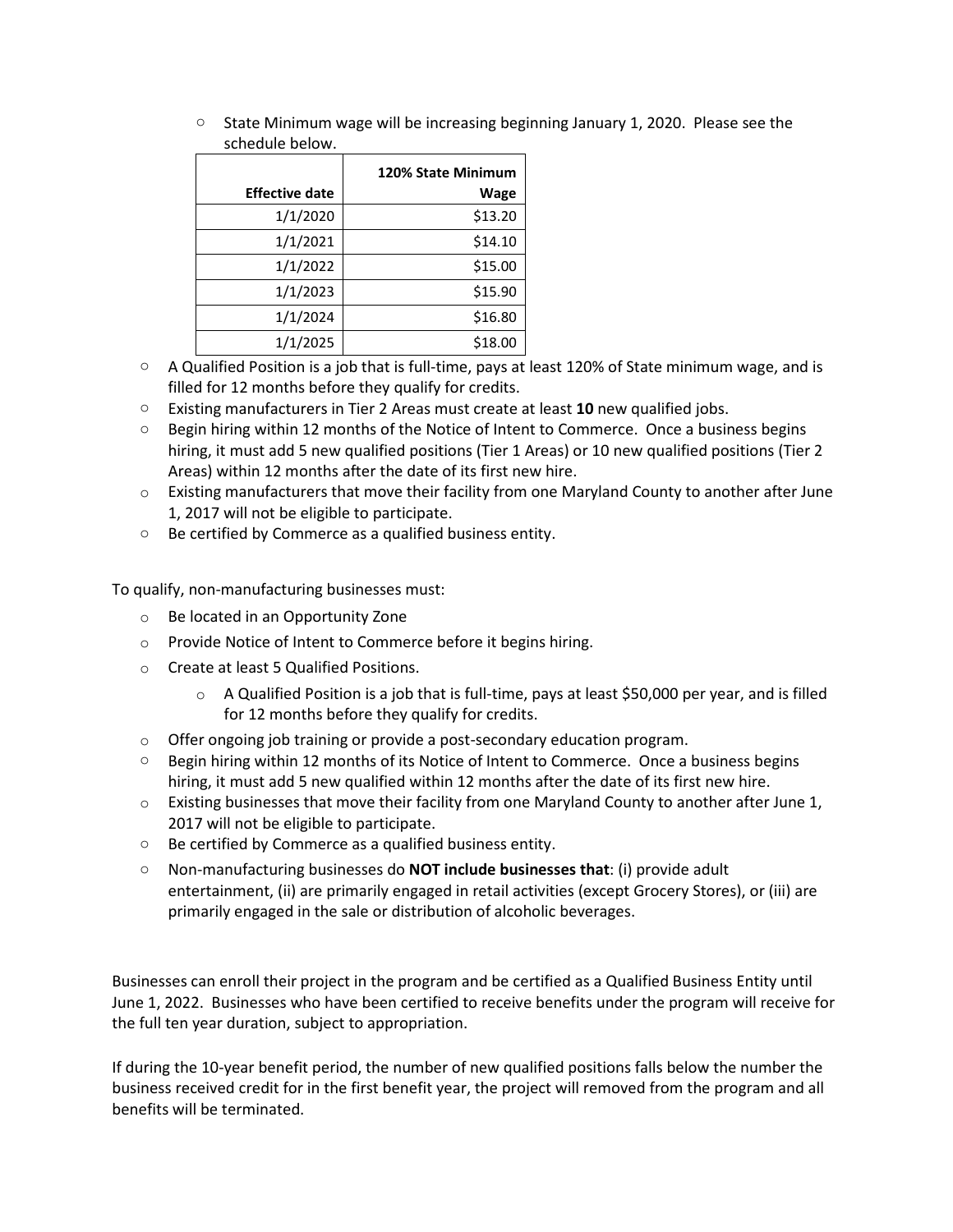- State Minimum wage will be increasing beginning January 1, 2020. Please see the schedule below.

| Effective date | 120% State Minimum Wage |
|---:|---:|
| 1/1/2020 | $13.20 |
| 1/1/2021 | $14.10 |
| 1/1/2022 | $15.00 |
| 1/1/2023 | $15.90 |
| 1/1/2024 | $16.80 |
| 1/1/2025 | $18.00 |

- A Qualified Position is a job that is full-time, pays at least 120% of State minimum wage, and is filled for 12 months before they qualify for credits.
- Existing manufacturers in Tier 2 Areas must create at least **10** new qualified jobs.
- Begin hiring within 12 months of the Notice of Intent to Commerce. Once a business begins hiring, it must add 5 new qualified positions (Tier 1 Areas) or 10 new qualified positions (Tier 2 Areas) within 12 months after the date of its first new hire.
- Existing manufacturers that move their facility from one Maryland County to another after June 1, 2017 will not be eligible to participate.
- Be certified by Commerce as a qualified business entity.

To qualify, non-manufacturing businesses must:

- Be located in an Opportunity Zone
- Provide Notice of Intent to Commerce before it begins hiring.
- Create at least 5 Qualified Positions.
    - A Qualified Position is a job that is full-time, pays at least $50,000 per year, and is filled for 12 months before they qualify for credits.
- Offer ongoing job training or provide a post-secondary education program.
- Begin hiring within 12 months of its Notice of Intent to Commerce. Once a business begins hiring, it must add 5 new qualified within 12 months after the date of its first new hire.
- Existing businesses that move their facility from one Maryland County to another after June 1, 2017 will not be eligible to participate.
- Be certified by Commerce as a qualified business entity.
- Non-manufacturing businesses do **NOT include businesses that**: (i) provide adult entertainment, (ii) are primarily engaged in retail activities (except Grocery Stores), or (iii) are primarily engaged in the sale or distribution of alcoholic beverages.

Businesses can enroll their project in the program and be certified as a Qualified Business Entity until June 1, 2022. Businesses who have been certified to receive benefits under the program will receive for the full ten year duration, subject to appropriation.

If during the 10-year benefit period, the number of new qualified positions falls below the number the business received credit for in the first benefit year, the project will removed from the program and all benefits will be terminated.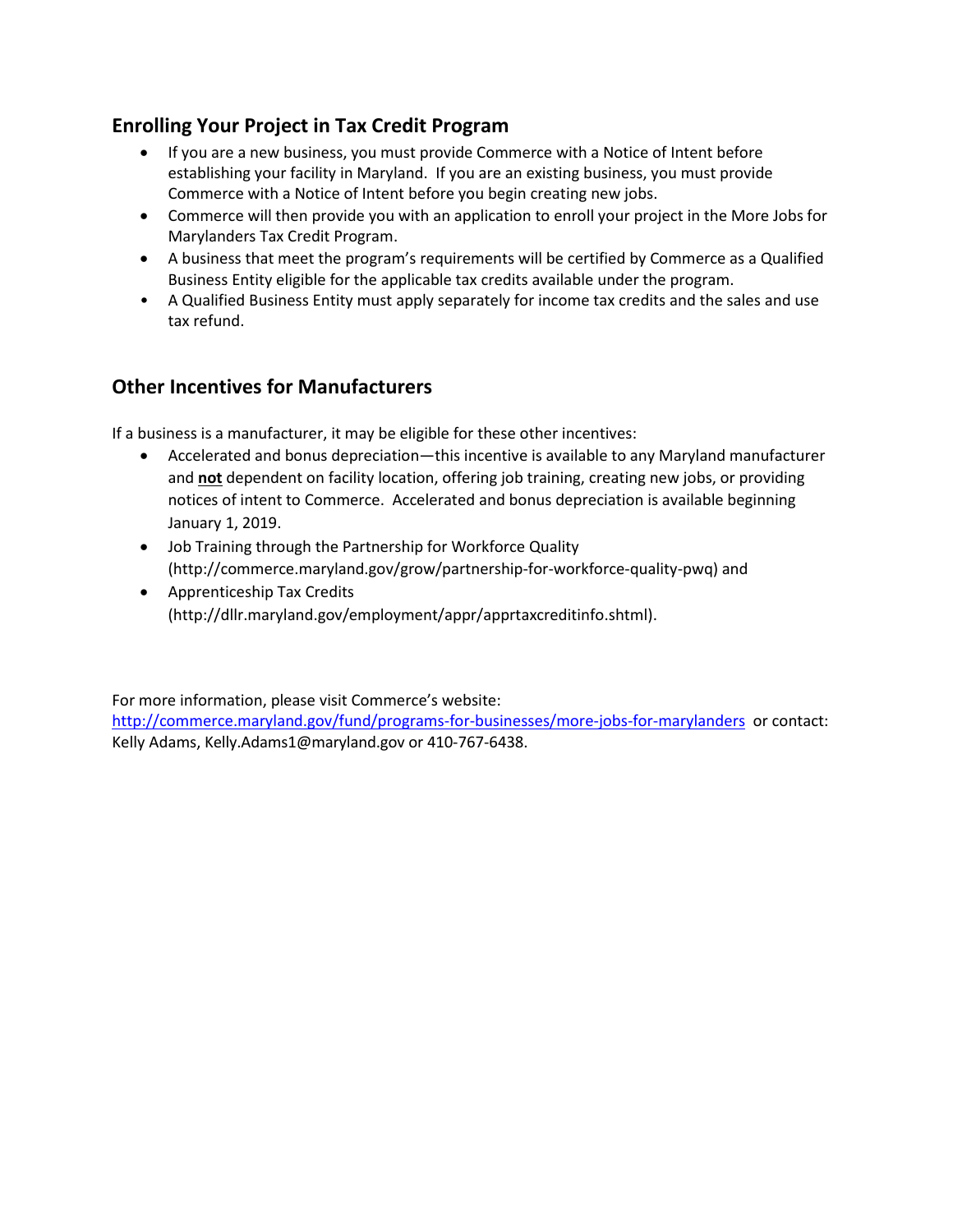## Enrolling Your Project in Tax Credit Program

- If you are a new business, you must provide Commerce with a Notice of Intent before establishing your facility in Maryland. If you are an existing business, you must provide Commerce with a Notice of Intent before you begin creating new jobs.
- Commerce will then provide you with an application to enroll your project in the More Jobs for Marylanders Tax Credit Program.
- A business that meet the program's requirements will be certified by Commerce as a Qualified Business Entity eligible for the applicable tax credits available under the program.
- A Qualified Business Entity must apply separately for income tax credits and the sales and use tax refund.

## Other Incentives for Manufacturers

If a business is a manufacturer, it may be eligible for these other incentives:

- Accelerated and bonus depreciation—this incentive is available to any Maryland manufacturer and **not** dependent on facility location, offering job training, creating new jobs, or providing notices of intent to Commerce. Accelerated and bonus depreciation is available beginning January 1, 2019.
- Job Training through the Partnership for Workforce Quality (http://commerce.maryland.gov/grow/partnership-for-workforce-quality-pwq) and
- Apprenticeship Tax Credits (http://dllr.maryland.gov/employment/appr/apprtaxcreditinfo.shtml).

For more information, please visit Commerce's website: http://commerce.maryland.gov/fund/programs-for-businesses/more-jobs-for-marylanders or contact: Kelly Adams, Kelly.Adams1@maryland.gov or 410-767-6438.